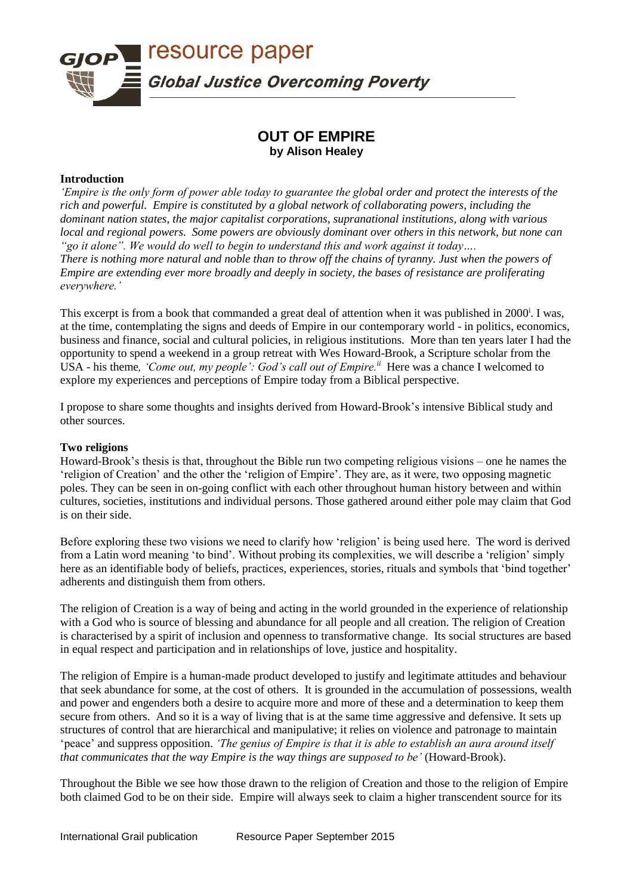# OUT OF EMPIRE

**by Alison Healey**

**Introduction**

*'Empire is the only form of power able today to guarantee the global order and protect the interests of the rich and powerful. Empire is constituted by a global network of collaborating powers, including the dominant nation states, the major capitalist corporations, supranational institutions, along with various local and regional powers. Some powers are obviously dominant over others in this network, but none can "go it alone". We would do well to begin to understand this and work against it today….*

*There is nothing more natural and noble than to throw off the chains of tyranny. Just when the powers of Empire are extending ever more broadly and deeply in society, the bases of resistance are proliferating everywhere.'*

This excerpt is from a book that commanded a great deal of attention when it was published in 2000[i]. I was, at the time, contemplating the signs and deeds of Empire in our contemporary world - in politics, economics, business and finance, social and cultural policies, in religious institutions. More than ten years later I had the opportunity to spend a weekend in a group retreat with Wes Howard-Brook, a Scripture scholar from the USA - his theme, *'Come out, my people': God's call out of Empire.*[ii] Here was a chance I welcomed to explore my experiences and perceptions of Empire today from a Biblical perspective.

I propose to share some thoughts and insights derived from Howard-Brook's intensive Biblical study and other sources.

**Two religions**

Howard-Brook's thesis is that, throughout the Bible run two competing religious visions – one he names the 'religion of Creation' and the other the 'religion of Empire'. They are, as it were, two opposing magnetic poles. They can be seen in on-going conflict with each other throughout human history between and within cultures, societies, institutions and individual persons. Those gathered around either pole may claim that God is on their side.

Before exploring these two visions we need to clarify how 'religion' is being used here. The word is derived from a Latin word meaning 'to bind'. Without probing its complexities, we will describe a 'religion' simply here as an identifiable body of beliefs, practices, experiences, stories, rituals and symbols that 'bind together' adherents and distinguish them from others.

The religion of Creation is a way of being and acting in the world grounded in the experience of relationship with a God who is source of blessing and abundance for all people and all creation. The religion of Creation is characterised by a spirit of inclusion and openness to transformative change. Its social structures are based in equal respect and participation and in relationships of love, justice and hospitality.

The religion of Empire is a human-made product developed to justify and legitimate attitudes and behaviour that seek abundance for some, at the cost of others. It is grounded in the accumulation of possessions, wealth and power and engenders both a desire to acquire more and more of these and a determination to keep them secure from others. And so it is a way of living that is at the same time aggressive and defensive. It sets up structures of control that are hierarchical and manipulative; it relies on violence and patronage to maintain 'peace' and suppress opposition. *'The genius of Empire is that it is able to establish an aura around itself that communicates that the way Empire is the way things are supposed to be'* (Howard-Brook).

Throughout the Bible we see how those drawn to the religion of Creation and those to the religion of Empire both claimed God to be on their side. Empire will always seek to claim a higher transcendent source for its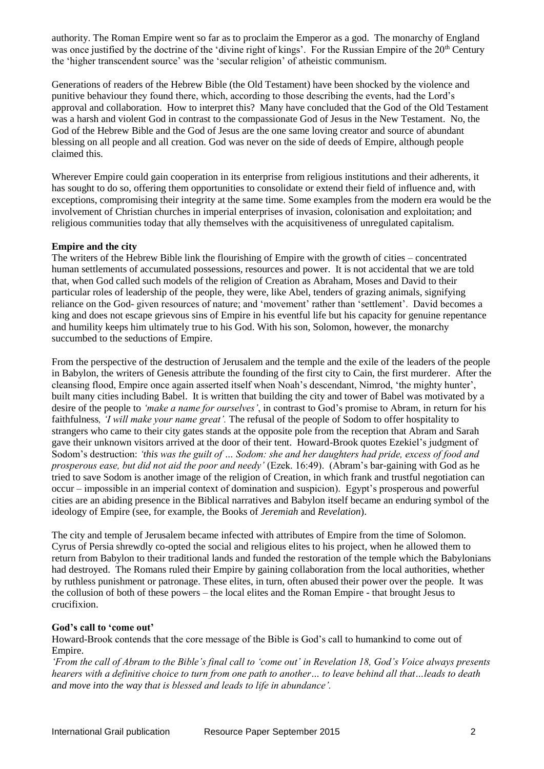authority. The Roman Empire went so far as to proclaim the Emperor as a god. The monarchy of England was once justified by the doctrine of the 'divine right of kings'. For the Russian Empire of the 20th Century the 'higher transcendent source' was the 'secular religion' of atheistic communism.

Generations of readers of the Hebrew Bible (the Old Testament) have been shocked by the violence and punitive behaviour they found there, which, according to those describing the events, had the Lord's approval and collaboration. How to interpret this? Many have concluded that the God of the Old Testament was a harsh and violent God in contrast to the compassionate God of Jesus in the New Testament. No, the God of the Hebrew Bible and the God of Jesus are the one same loving creator and source of abundant blessing on all people and all creation. God was never on the side of deeds of Empire, although people claimed this.

Wherever Empire could gain cooperation in its enterprise from religious institutions and their adherents, it has sought to do so, offering them opportunities to consolidate or extend their field of influence and, with exceptions, compromising their integrity at the same time. Some examples from the modern era would be the involvement of Christian churches in imperial enterprises of invasion, colonisation and exploitation; and religious communities today that ally themselves with the acquisitiveness of unregulated capitalism.

**Empire and the city**

The writers of the Hebrew Bible link the flourishing of Empire with the growth of cities – concentrated human settlements of accumulated possessions, resources and power. It is not accidental that we are told that, when God called such models of the religion of Creation as Abraham, Moses and David to their particular roles of leadership of the people, they were, like Abel, tenders of grazing animals, signifying reliance on the God- given resources of nature; and 'movement' rather than 'settlement'. David becomes a king and does not escape grievous sins of Empire in his eventful life but his capacity for genuine repentance and humility keeps him ultimately true to his God. With his son, Solomon, however, the monarchy succumbed to the seductions of Empire.

From the perspective of the destruction of Jerusalem and the temple and the exile of the leaders of the people in Babylon, the writers of Genesis attribute the founding of the first city to Cain, the first murderer. After the cleansing flood, Empire once again asserted itself when Noah's descendant, Nimrod, 'the mighty hunter', built many cities including Babel. It is written that building the city and tower of Babel was motivated by a desire of the people to *'make a name for ourselves'*, in contrast to God's promise to Abram, in return for his faithfulness*, 'I will make your name great'.* The refusal of the people of Sodom to offer hospitality to strangers who came to their city gates stands at the opposite pole from the reception that Abram and Sarah gave their unknown visitors arrived at the door of their tent. Howard-Brook quotes Ezekiel's judgment of Sodom's destruction: *'this was the guilt of … Sodom: she and her daughters had pride, excess of food and prosperous ease, but did not aid the poor and needy'* (Ezek. 16:49). (Abram's bar-gaining with God as he tried to save Sodom is another image of the religion of Creation, in which frank and trustful negotiation can occur – impossible in an imperial context of domination and suspicion). Egypt's prosperous and powerful cities are an abiding presence in the Biblical narratives and Babylon itself became an enduring symbol of the ideology of Empire (see, for example, the Books of *Jeremiah* and *Revelation*).

The city and temple of Jerusalem became infected with attributes of Empire from the time of Solomon. Cyrus of Persia shrewdly co-opted the social and religious elites to his project, when he allowed them to return from Babylon to their traditional lands and funded the restoration of the temple which the Babylonians had destroyed. The Romans ruled their Empire by gaining collaboration from the local authorities, whether by ruthless punishment or patronage. These elites, in turn, often abused their power over the people. It was the collusion of both of these powers – the local elites and the Roman Empire - that brought Jesus to crucifixion.

**God's call to 'come out'**

Howard-Brook contends that the core message of the Bible is God's call to humankind to come out of Empire.

*'From the call of Abram to the Bible's final call to 'come out' in Revelation 18, God's Voice always presents hearers with a definitive choice to turn from one path to another… to leave behind all that…leads to death and move into the way that is blessed and leads to life in abundance'.*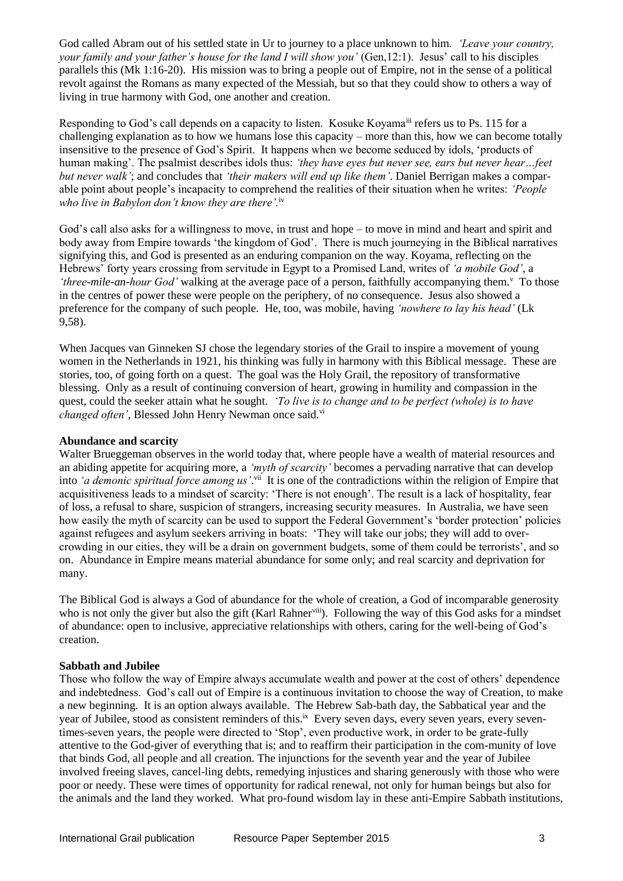God called Abram out of his settled state in Ur to journey to a place unknown to him. *'Leave your country, your family and your father's house for the land I will show you'* (Gen,12:1). Jesus' call to his disciples parallels this (Mk 1:16-20). His mission was to bring a people out of Empire, not in the sense of a political revolt against the Romans as many expected of the Messiah, but so that they could show to others a way of living in true harmony with God, one another and creation.

Responding to God's call depends on a capacity to listen. Kosuke Koyama[iii] refers us to Ps. 115 for a challenging explanation as to how we humans lose this capacity – more than this, how we can become totally insensitive to the presence of God's Spirit. It happens when we become seduced by ídols, 'products of human making'. The psalmist describes idols thus: *'they have eyes but never see, ears but never hear…feet but never walk'*; and concludes that *'their makers will end up like them'*. Daniel Berrigan makes a comparable point about people's incapacity to comprehend the realities of their situation when he writes: *'People who live in Babylon don't know they are there'.*[iv]

God's call also asks for a willingness to move, in trust and hope – to move in mind and heart and spirit and body away from Empire towards 'the kingdom of God'. There is much journeying in the Biblical narratives signifying this, and God is presented as an enduring companion on the way. Koyama, reflecting on the Hebrews' forty years crossing from servitude in Egypt to a Promised Land, writes of *'a mobile God'*, a *'three-mile-an-hour God'* walking at the average pace of a person, faithfully accompanying them.[v] To those in the centres of power these were people on the periphery, of no consequence. Jesus also showed a preference for the company of such people. He, too, was mobile, having *'nowhere to lay his head'* (Lk 9,58).

When Jacques van Ginneken SJ chose the legendary stories of the Grail to inspire a movement of young women in the Netherlands in 1921, his thinking was fully in harmony with this Biblical message. These are stories, too, of going forth on a quest. The goal was the Holy Grail, the repository of transformative blessing. Only as a result of continuing conversion of heart, growing in humility and compassion in the quest, could the seeker attain what he sought. *'To live is to change and to be perfect (whole) is to have changed often'*, Blessed John Henry Newman once said.[vi]

**Abundance and scarcity**

Walter Brueggeman observes in the world today that, where people have a wealth of material resources and an abiding appetite for acquiring more, a *'myth of scarcity'* becomes a pervading narrative that can develop into *'a demonic spiritual force among us'*.[vii] It is one of the contradictions within the religion of Empire that acquisitiveness leads to a mindset of scarcity: 'There is not enough'. The result is a lack of hospitality, fear of loss, a refusal to share, suspicion of strangers, increasing security measures. In Australia, we have seen how easily the myth of scarcity can be used to support the Federal Government's 'border protection' policies against refugees and asylum seekers arriving in boats: 'They will take our jobs; they will add to overcrowding in our cities, they will be a drain on government budgets, some of them could be terrorists', and so on. Abundance in Empire means material abundance for some only; and real scarcity and deprivation for many.

The Biblical God is always a God of abundance for the whole of creation, a God of incomparable generosity who is not only the giver but also the gift (Karl Rahner[viii]). Following the way of this God asks for a mindset of abundance: open to inclusive, appreciative relationships with others, caring for the well-being of God's creation.

**Sabbath and Jubilee**

Those who follow the way of Empire always accumulate wealth and power at the cost of others' dependence and indebtedness. God's call out of Empire is a continuous invitation to choose the way of Creation, to make a new beginning. It is an option always available. The Hebrew Sab-bath day, the Sabbatical year and the year of Jubilee, stood as consistent reminders of this.[ix] Every seven days, every seven years, every seven-times-seven years, the people were directed to 'Stop', even productive work, in order to be grate-fully attentive to the God-giver of everything that is; and to reaffirm their participation in the com-munity of love that binds God, all people and all creation. The injunctions for the seventh year and the year of Jubilee involved freeing slaves, cancel-ling debts, remedying injustices and sharing generously with those who were poor or needy. These were times of opportunity for radical renewal, not only for human beings but also for the animals and the land they worked. What pro-found wisdom lay in these anti-Empire Sabbath institutions,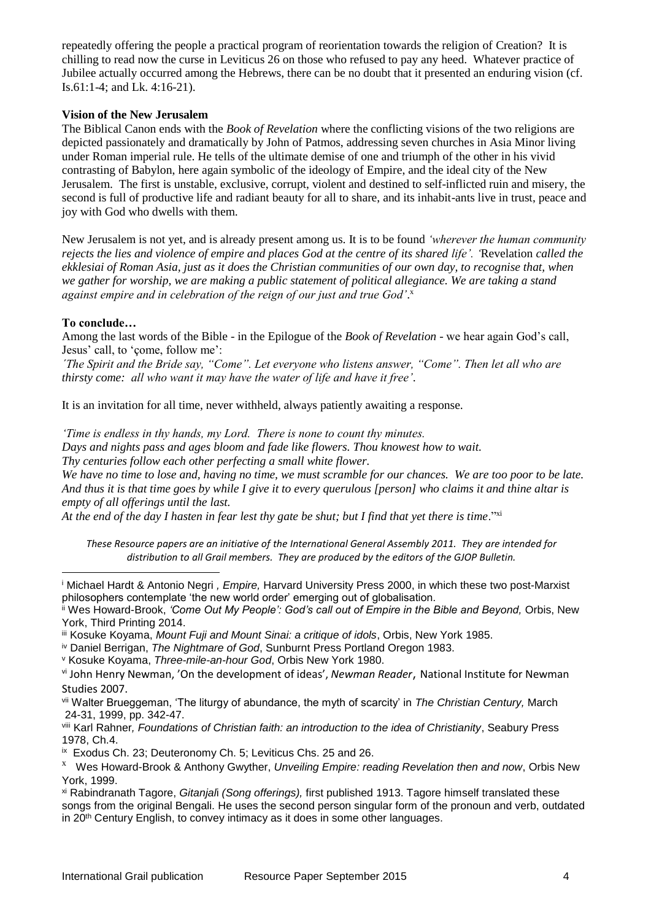repeatedly offering the people a practical program of reorientation towards the religion of Creation? It is chilling to read now the curse in Leviticus 26 on those who refused to pay any heed. Whatever practice of Jubilee actually occurred among the Hebrews, there can be no doubt that it presented an enduring vision (cf. Is.61:1-4; and Lk. 4:16-21).

**Vision of the New Jerusalem**

The Biblical Canon ends with the *Book of Revelation* where the conflicting visions of the two religions are depicted passionately and dramatically by John of Patmos, addressing seven churches in Asia Minor living under Roman imperial rule. He tells of the ultimate demise of one and triumph of the other in his vivid contrasting of Babylon, here again symbolic of the ideology of Empire, and the ideal city of the New Jerusalem. The first is unstable, exclusive, corrupt, violent and destined to self-inflicted ruin and misery, the second is full of productive life and radiant beauty for all to share, and its inhabit-ants live in trust, peace and joy with God who dwells with them.

New Jerusalem is not yet, and is already present among us. It is to be found *'wherever the human community rejects the lies and violence of empire and places God at the centre of its shared life'. '*Revelation *called the ekklesiai of Roman Asia, just as it does the Christian communities of our own day, to recognise that, when we gather for worship, we are making a public statement of political allegiance. We are taking a stand against empire and in celebration of the reign of our just and true God'.*[x]

**To conclude…**

Among the last words of the Bible - in the Epilogue of the *Book of Revelation* - we hear again God's call, Jesus' call, to 'çome, follow me':

*'The Spirit and the Bride say, "Come". Let everyone who listens answer, "Come". Then let all who are thirsty come: all who want it may have the water of life and have it free'.*

It is an invitation for all time, never withheld, always patiently awaiting a response.

*'Time is endless in thy hands, my Lord. There is none to count thy minutes.*
*Days and nights pass and ages bloom and fade like flowers. Thou knowest how to wait.*
*Thy centuries follow each other perfecting a small white flower.*
*We have no time to lose and, having no time, we must scramble for our chances. We are too poor to be late. And thus it is that time goes by while I give it to every querulous [person] who claims it and thine altar is empty of all offerings until the last.*
*At the end of the day I hasten in fear lest thy gate be shut; but I find that yet there is time*."[xi]

*These Resource papers are an initiative of the International General Assembly 2011. They are intended for distribution to all Grail members. They are produced by the editors of the GJOP Bulletin.*

---

[i] Michael Hardt & Antonio Negri , *Empire,* Harvard University Press 2000, in which these two post-Marxist philosophers contemplate 'the new world order' emerging out of globalisation.

[ii] Wes Howard-Brook, *'Come Out My People': God's call out of Empire in the Bible and Beyond,* Orbis, New York, Third Printing 2014.

[iii] Kosuke Koyama, *Mount Fuji and Mount Sinai: a critique of idols*, Orbis, New York 1985.

[iv] Daniel Berrigan, *The Nightmare of God*, Sunburnt Press Portland Oregon 1983.

[v] Kosuke Koyama, *Three-mile-an-hour God*, Orbis New York 1980.

[vi] John Henry Newman, 'On the development of ideas', *Newman Reader*, National Institute for Newman Studies 2007.

[vii] Walter Brueggeman, 'The liturgy of abundance, the myth of scarcity' in *The Christian Century,* March 24-31, 1999, pp. 342-47.

[viii] Karl Rahner*, Foundations of Christian faith: an introduction to the idea of Christianity*, Seabury Press 1978, Ch.4.

[ix] Exodus Ch. 23; Deuteronomy Ch. 5; Leviticus Chs. 25 and 26.

[x] Wes Howard-Brook & Anthony Gwyther, *Unveiling Empire: reading Revelation then and now*, Orbis New York, 1999.

[xi] Rabindranath Tagore, *Gitanjali (Song offerings),* first published 1913. Tagore himself translated these songs from the original Bengali. He uses the second person singular form of the pronoun and verb, outdated in 20th Century English, to convey intimacy as it does in some other languages.